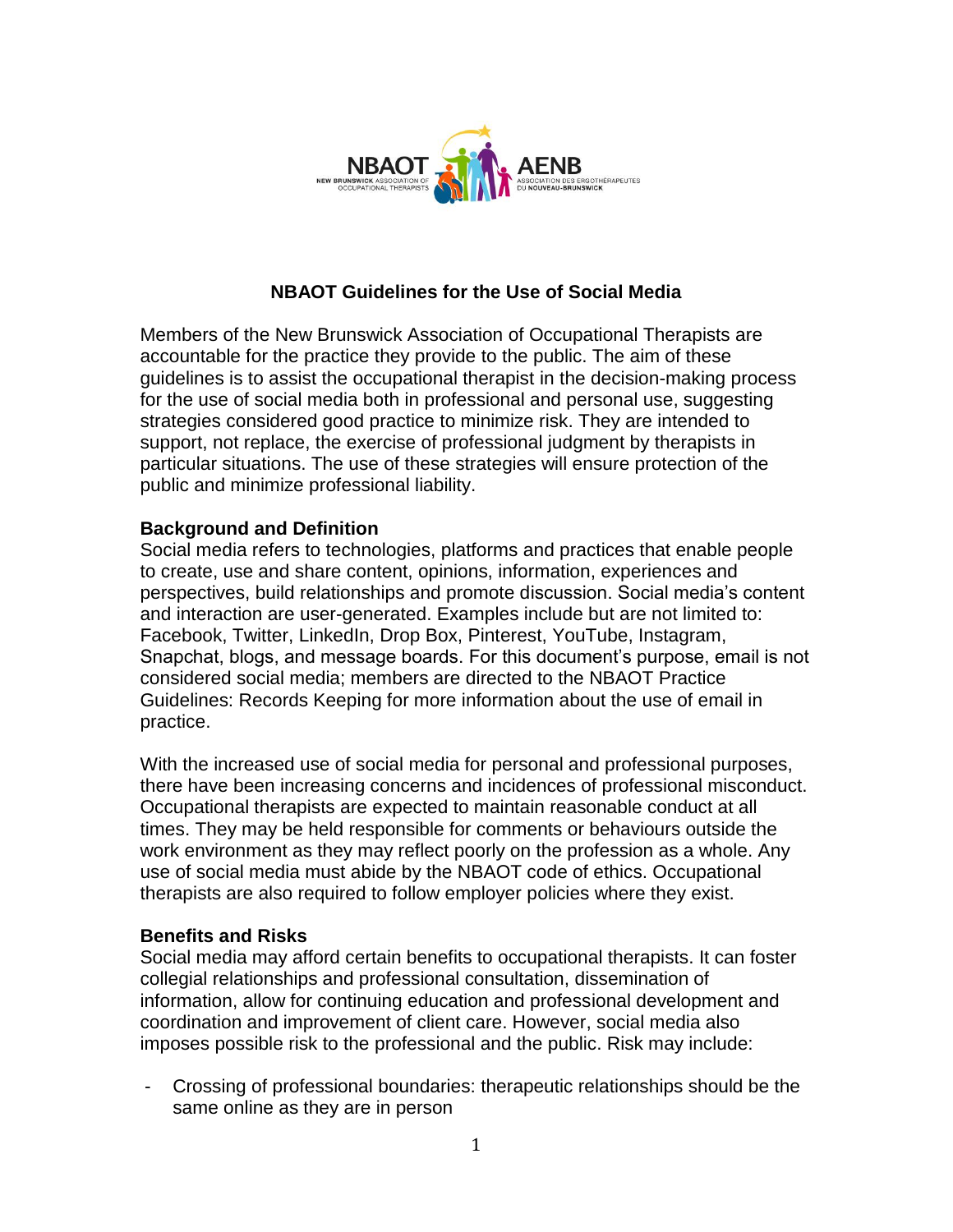# NBAOT Guidelines for the Use of Social Media

Members of the New Brunswick Association of Occupational Therapists are accountable for the practice they provide to the public. The aim of these guidelines is to assist the occupational therapist in the decision-making process for the use of social media both in professional and personal use, suggesting strategies considered good practice to minimize risk. They are intended to support, not replace, the exercise of professional judgment by therapists in particular situations. The use of these strategies will ensure protection of the public and minimize professional liability.

## Background and Definition

Social media refers to technologies, platforms and practices that enable people to create, use and share content, opinions, information, experiences and perspectives, build relationships and promote discussion. Social media's content and interaction are user-generated. Examples include but are not limited to: Facebook, Twitter, LinkedIn, Drop Box, Pinterest, YouTube, Instagram, Snapchat, blogs, and message boards. For this document's purpose, email is not considered social media; members are directed to the NBAOT Practice Guidelines: Records Keeping for more information about the use of email in practice.

With the increased use of social media for personal and professional purposes, there have been increasing concerns and incidences of professional misconduct. Occupational therapists are expected to maintain reasonable conduct at all times. They may be held responsible for comments or behaviours outside the work environment as they may reflect poorly on the profession as a whole. Any use of social media must abide by the NBAOT code of ethics. Occupational therapists are also required to follow employer policies where they exist.

## Benefits and Risks

Social media may afford certain benefits to occupational therapists. It can foster collegial relationships and professional consultation, dissemination of information, allow for continuing education and professional development and coordination and improvement of client care. However, social media also imposes possible risk to the professional and the public. Risk may include:

- Crossing of professional boundaries: therapeutic relationships should be the same online as they are in person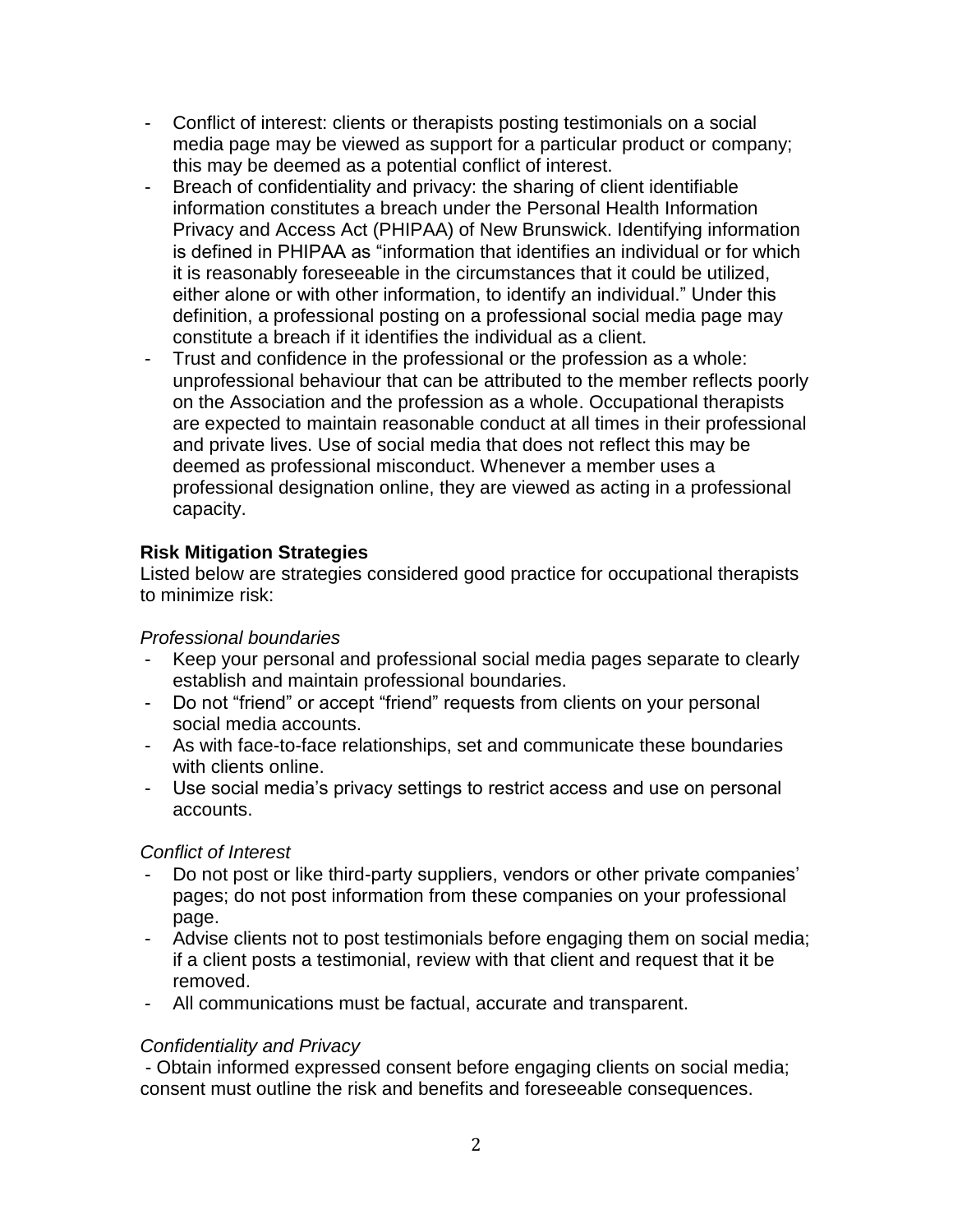- Conflict of interest: clients or therapists posting testimonials on a social media page may be viewed as support for a particular product or company; this may be deemed as a potential conflict of interest.
- Breach of confidentiality and privacy: the sharing of client identifiable information constitutes a breach under the Personal Health Information Privacy and Access Act (PHIPAA) of New Brunswick. Identifying information is defined in PHIPAA as "information that identifies an individual or for which it is reasonably foreseeable in the circumstances that it could be utilized, either alone or with other information, to identify an individual." Under this definition, a professional posting on a professional social media page may constitute a breach if it identifies the individual as a client.
- Trust and confidence in the professional or the profession as a whole: unprofessional behaviour that can be attributed to the member reflects poorly on the Association and the profession as a whole. Occupational therapists are expected to maintain reasonable conduct at all times in their professional and private lives. Use of social media that does not reflect this may be deemed as professional misconduct. Whenever a member uses a professional designation online, they are viewed as acting in a professional capacity.

**Risk Mitigation Strategies**

Listed below are strategies considered good practice for occupational therapists to minimize risk:

*Professional boundaries*

- Keep your personal and professional social media pages separate to clearly establish and maintain professional boundaries.
- Do not "friend" or accept "friend" requests from clients on your personal social media accounts.
- As with face-to-face relationships, set and communicate these boundaries with clients online.
- Use social media's privacy settings to restrict access and use on personal accounts.

*Conflict of Interest*

- Do not post or like third-party suppliers, vendors or other private companies' pages; do not post information from these companies on your professional page.
- Advise clients not to post testimonials before engaging them on social media; if a client posts a testimonial, review with that client and request that it be removed.
- All communications must be factual, accurate and transparent.

*Confidentiality and Privacy*

- Obtain informed expressed consent before engaging clients on social media; consent must outline the risk and benefits and foreseeable consequences.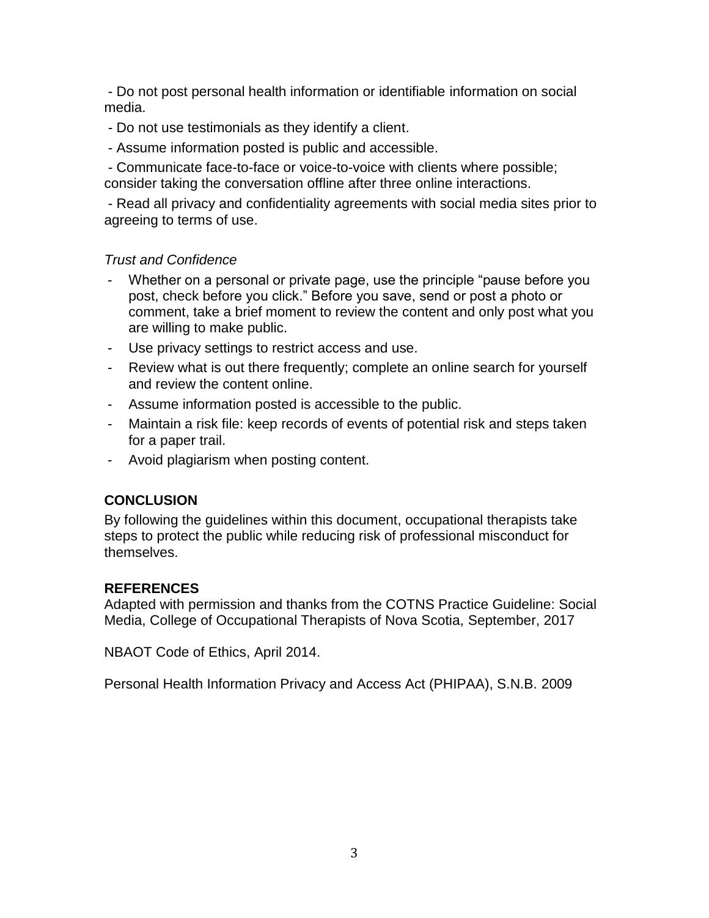- Do not post personal health information or identifiable information on social media.
- Do not use testimonials as they identify a client.
- Assume information posted is public and accessible.
- Communicate face-to-face or voice-to-voice with clients where possible; consider taking the conversation offline after three online interactions.
- Read all privacy and confidentiality agreements with social media sites prior to agreeing to terms of use.

*Trust and Confidence*

- Whether on a personal or private page, use the principle "pause before you post, check before you click." Before you save, send or post a photo or comment, take a brief moment to review the content and only post what you are willing to make public.
- Use privacy settings to restrict access and use.
- Review what is out there frequently; complete an online search for yourself and review the content online.
- Assume information posted is accessible to the public.
- Maintain a risk file: keep records of events of potential risk and steps taken for a paper trail.
- Avoid plagiarism when posting content.

## CONCLUSION

By following the guidelines within this document, occupational therapists take steps to protect the public while reducing risk of professional misconduct for themselves.

## REFERENCES

Adapted with permission and thanks from the COTNS Practice Guideline: Social Media, College of Occupational Therapists of Nova Scotia, September, 2017

NBAOT Code of Ethics, April 2014.

Personal Health Information Privacy and Access Act (PHIPAA), S.N.B. 2009